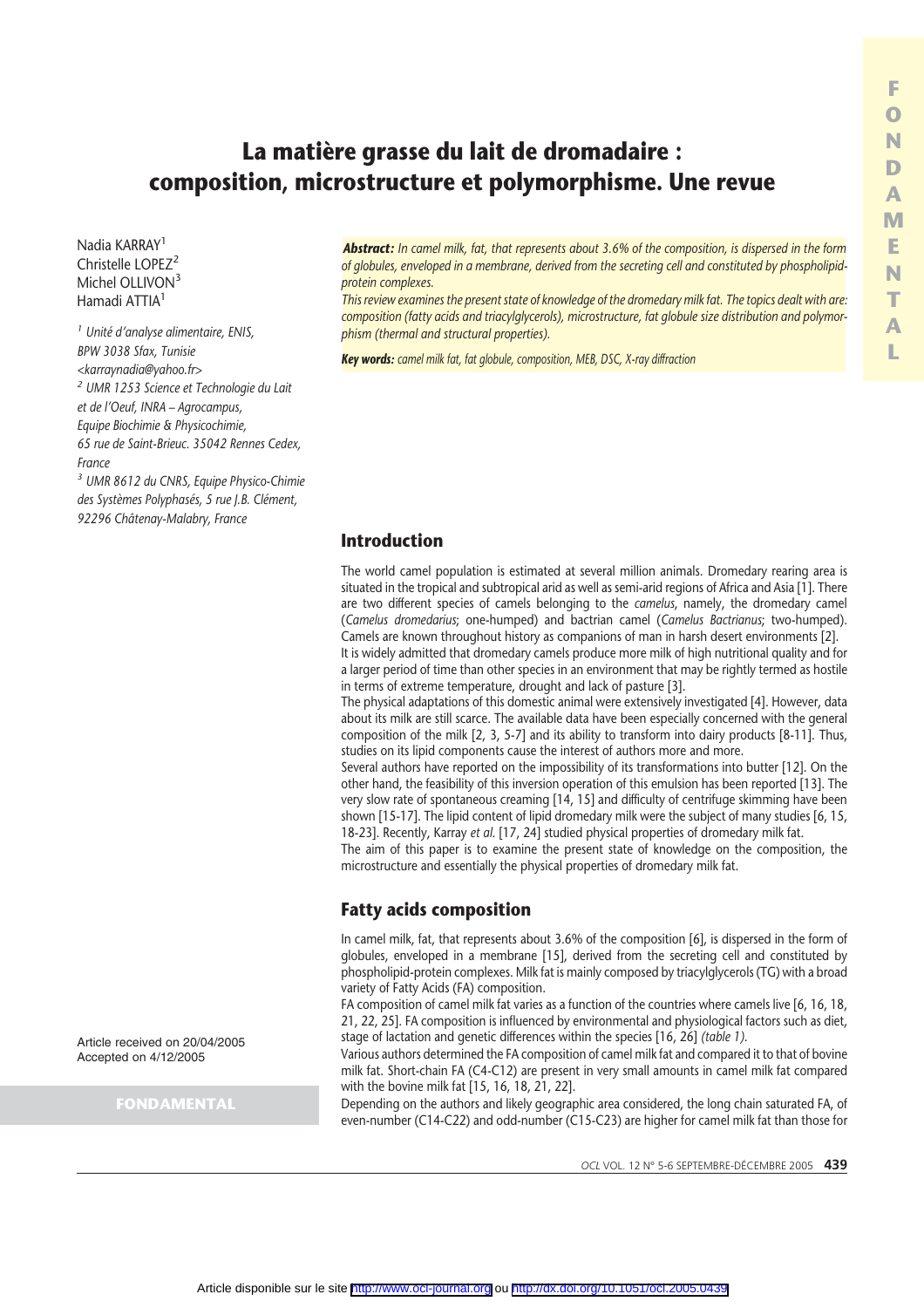# La matière grasse du lait de dromadaire : composition, microstructure et polymorphisme. Une revue

Nadia KARRAY[1]
Christelle LOPEZ[2]
Michel OLLIVON[3]
Hamadi ATTIA[1]

[1] Unité d'analyse alimentaire, ENIS, BPW 3038 Sfax, Tunisie <karraynadia@yahoo.fr>

[2] UMR 1253 Science et Technologie du Lait et de l'Oeuf, INRA – Agrocampus, Equipe Biochimie & Physicochimie, 65 rue de Saint-Brieuc. 35042 Rennes Cedex, France

[3] UMR 8612 du CNRS, Equipe Physico-Chimie des Systèmes Polyphasés, 5 rue J.B. Clément, 92296 Châtenay-Malabry, France

***Abstract:*** *In camel milk, fat, that represents about 3.6% of the composition, is dispersed in the form of globules, enveloped in a membrane, derived from the secreting cell and constituted by phospholipid-protein complexes.*

*This review examines the present state of knowledge of the dromedary milk fat. The topics dealt with are: composition (fatty acids and triacylglycerols), microstructure, fat globule size distribution and polymorphism (thermal and structural properties).*

***Key words:*** *camel milk fat, fat globule, composition, MEB, DSC, X-ray diffraction*

Article received on 20/04/2005
Accepted on 4/12/2005

FONDAMENTAL

## Introduction

The world camel population is estimated at several million animals. Dromedary rearing area is situated in the tropical and subtropical arid as well as semi-arid regions of Africa and Asia [1]. There are two different species of camels belonging to the *camelus*, namely, the dromedary camel (*Camelus dromedarius*; one-humped) and bactrian camel (*Camelus Bactrianus*; two-humped). Camels are known throughout history as companions of man in harsh desert environments [2].

It is widely admitted that dromedary camels produce more milk of high nutritional quality and for a larger period of time than other species in an environment that may be rightly termed as hostile in terms of extreme temperature, drought and lack of pasture [3].

The physical adaptations of this domestic animal were extensively investigated [4]. However, data about its milk are still scarce. The available data have been especially concerned with the general composition of the milk [2, 3, 5-7] and its ability to transform into dairy products [8-11]. Thus, studies on its lipid components cause the interest of authors more and more.

Several authors have reported on the impossibility of its transformations into butter [12]. On the other hand, the feasibility of this inversion operation of this emulsion has been reported [13]. The very slow rate of spontaneous creaming [14, 15] and difficulty of centrifuge skimming have been shown [15-17]. The lipid content of lipid dromedary milk were the subject of many studies [6, 15, 18-23]. Recently, Karray *et al.* [17, 24] studied physical properties of dromedary milk fat.

The aim of this paper is to examine the present state of knowledge on the composition, the microstructure and essentially the physical properties of dromedary milk fat.

## Fatty acids composition

In camel milk, fat, that represents about 3.6% of the composition [6], is dispersed in the form of globules, enveloped in a membrane [15], derived from the secreting cell and constituted by phospholipid-protein complexes. Milk fat is mainly composed by triacylglycerols (TG) with a broad variety of Fatty Acids (FA) composition.

FA composition of camel milk fat varies as a function of the countries where camels live [6, 16, 18, 21, 22, 25]. FA composition is influenced by environmental and physiological factors such as diet, stage of lactation and genetic differences within the species [16, 26] *(table 1).*

Various authors determined the FA composition of camel milk fat and compared it to that of bovine milk fat. Short-chain FA (C4-C12) are present in very small amounts in camel milk fat compared with the bovine milk fat [15, 16, 18, 21, 22].

Depending on the authors and likely geographic area considered, the long chain saturated FA, of even-number (C14-C22) and odd-number (C15-C23) are higher for camel milk fat than those for

Article disponible sur le site http://www.ocl-journal.org ou http://dx.doi.org/10.1051/ocl.2005.0439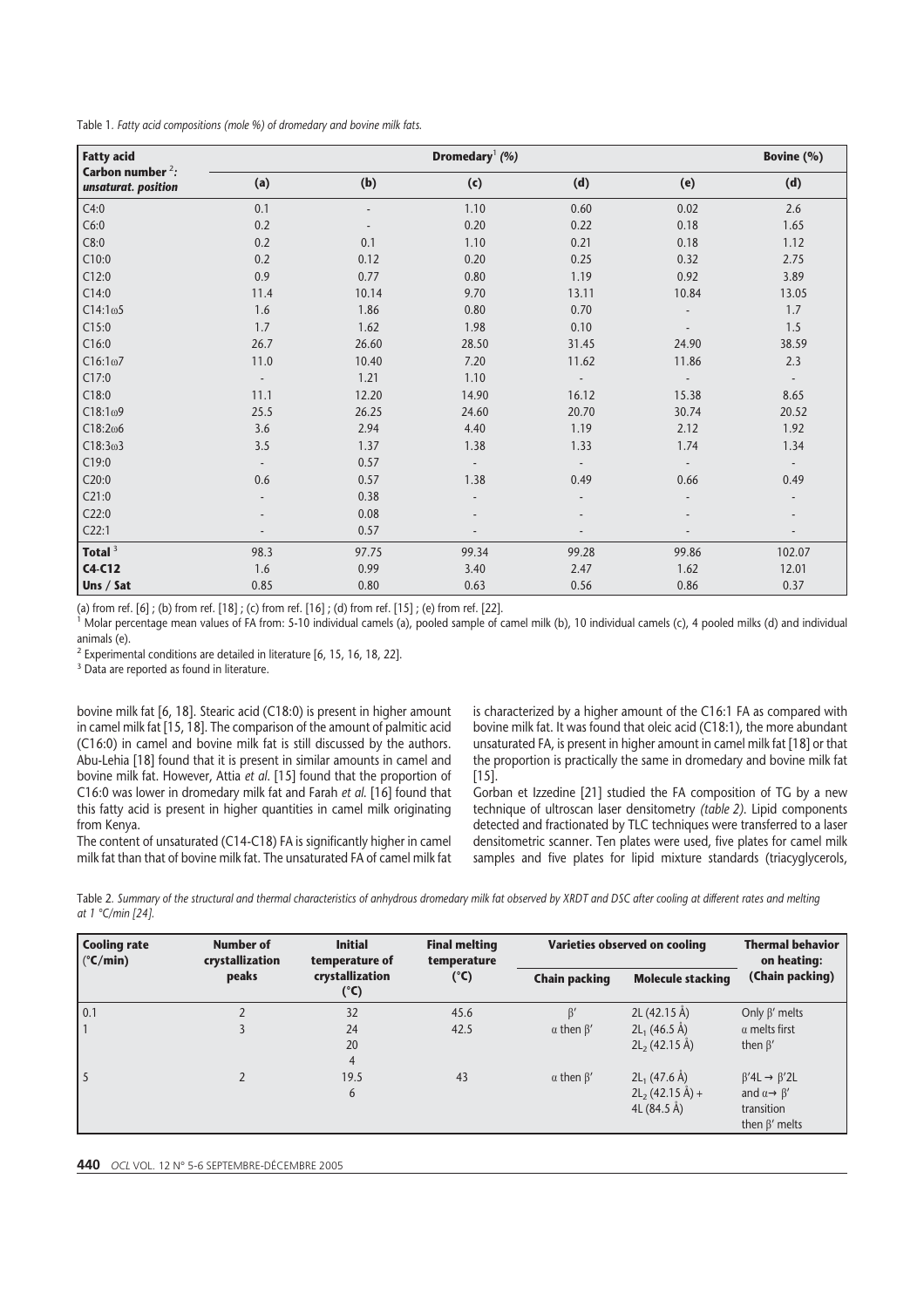Table 1. *Fatty acid compositions (mole %) of dromedary and bovine milk fats.*

| **Fatty acid** **Carbon number [2]: unsaturat. position** | **Dromedary [1] (%)** | | | | | **Bovine (%)** |
|---|---|---|---|---|---|---|
| | **(a)** | **(b)** | **(c)** | **(d)** | **(e)** | **(d)** |
| C4:0 | 0.1 | - | 1.10 | 0.60 | 0.02 | 2.6 |
| C6:0 | 0.2 | - | 0.20 | 0.22 | 0.18 | 1.65 |
| C8:0 | 0.2 | 0.1 | 1.10 | 0.21 | 0.18 | 1.12 |
| C10:0 | 0.2 | 0.12 | 0.20 | 0.25 | 0.32 | 2.75 |
| C12:0 | 0.9 | 0.77 | 0.80 | 1.19 | 0.92 | 3.89 |
| C14:0 | 11.4 | 10.14 | 9.70 | 13.11 | 10.84 | 13.05 |
| C14:1ω5 | 1.6 | 1.86 | 0.80 | 0.70 | - | 1.7 |
| C15:0 | 1.7 | 1.62 | 1.98 | 0.10 | - | 1.5 |
| C16:0 | 26.7 | 26.60 | 28.50 | 31.45 | 24.90 | 38.59 |
| C16:1ω7 | 11.0 | 10.40 | 7.20 | 11.62 | 11.86 | 2.3 |
| C17:0 | - | 1.21 | 1.10 | - | - | - |
| C18:0 | 11.1 | 12.20 | 14.90 | 16.12 | 15.38 | 8.65 |
| C18:1ω9 | 25.5 | 26.25 | 24.60 | 20.70 | 30.74 | 20.52 |
| C18:2ω6 | 3.6 | 2.94 | 4.40 | 1.19 | 2.12 | 1.92 |
| C18:3ω3 | 3.5 | 1.37 | 1.38 | 1.33 | 1.74 | 1.34 |
| C19:0 | - | 0.57 | - | - | - | - |
| C20:0 | 0.6 | 0.57 | 1.38 | 0.49 | 0.66 | 0.49 |
| C21:0 | - | 0.38 | - | - | - | - |
| C22:0 | - | 0.08 | - | - | - | - |
| C22:1 | - | 0.57 | - | - | - | - |
| **Total [3]** | 98.3 | 97.75 | 99.34 | 99.28 | 99.86 | 102.07 |
| **C4-C12** | 1.6 | 0.99 | 3.40 | 2.47 | 1.62 | 12.01 |
| **Uns / Sat** | 0.85 | 0.80 | 0.63 | 0.56 | 0.86 | 0.37 |

(a) from ref. [6] ; (b) from ref. [18] ; (c) from ref. [16] ; (d) from ref. [15] ; (e) from ref. [22].

[1] Molar percentage mean values of FA from: 5-10 individual camels (a), pooled sample of camel milk (b), 10 individual camels (c), 4 pooled milks (d) and individual animals (e).

[2] Experimental conditions are detailed in literature [6, 15, 16, 18, 22].

[3] Data are reported as found in literature.

bovine milk fat [6, 18]. Stearic acid (C18:0) is present in higher amount in camel milk fat [15, 18]. The comparison of the amount of palmitic acid (C16:0) in camel and bovine milk fat is still discussed by the authors. Abu-Lehia [18] found that it is present in similar amounts in camel and bovine milk fat. However, Attia *et al.* [15] found that the proportion of C16:0 was lower in dromedary milk fat and Farah *et al.* [16] found that this fatty acid is present in higher quantities in camel milk originating from Kenya.

The content of unsaturated (C14-C18) FA is significantly higher in camel milk fat than that of bovine milk fat. The unsaturated FA of camel milk fat is characterized by a higher amount of the C16:1 FA as compared with bovine milk fat. It was found that oleic acid (C18:1), the more abundant unsaturated FA, is present in higher amount in camel milk fat [18] or that the proportion is practically the same in dromedary and bovine milk fat [15].

Gorban et Izzedine [21] studied the FA composition of TG by a new technique of ultroscan laser densitometry *(table 2)*. Lipid components detected and fractionated by TLC techniques were transferred to a laser densitometric scanner. Ten plates were used, five plates for camel milk samples and five plates for lipid mixture standards (triacylglycerols,

Table 2. *Summary of the structural and thermal characteristics of anhydrous dromedary milk fat observed by XRDT and DSC after cooling at different rates and melting at 1 °C/min [24].*

| **Cooling rate (°C/min)** | **Number of crystallization peaks** | **Initial temperature of crystallization (°C)** | **Final melting temperature (°C)** | **Varieties observed on cooling** | | **Thermal behavior on heating: (Chain packing)** |
|---|---|---|---|---|---|---|
| | | | | **Chain packing** | **Molecule stacking** | |
| 0.1 | 2 | 32 | 45.6 | β′ | 2L (42.15 Å) | Only β′ melts |
| 1 | 3 | 24<br>20<br>4 | 42.5 | α then β′ | $2L_1$ (46.5 Å)<br>$2L_2$ (42.15 Å) | α melts first then β′ |
| 5 | 2 | 19.5<br>6 | 43 | α then β′ | $2L_1$ (47.6 Å)<br>$2L_2$ (42.15 Å) + 4L (84.5 Å) | β′4L → β′2L and α→ β′ transition then β′ melts |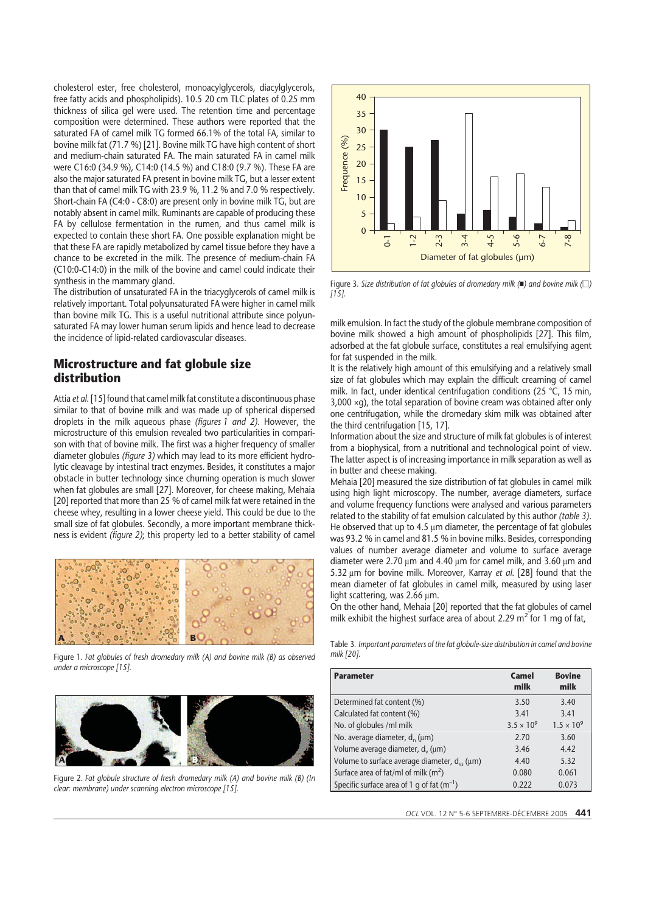cholesterol ester, free cholesterol, monoacylglycerols, diacylglycerols, free fatty acids and phospholipids). 10.5 20 cm TLC plates of 0.25 mm thickness of silica gel were used. The retention time and percentage composition were determined. These authors were reported that the saturated FA of camel milk TG formed 66.1% of the total FA, similar to bovine milk fat (71.7 %) [21]. Bovine milk TG have high content of short and medium-chain saturated FA. The main saturated FA in camel milk were C16:0 (34.9 %), C14:0 (14.5 %) and C18:0 (9.7 %). These FA are also the major saturated FA present in bovine milk TG, but a lesser extent than that of camel milk TG with 23.9 %, 11.2 % and 7.0 % respectively. Short-chain FA (C4:0 - C8:0) are present only in bovine milk TG, but are notably absent in camel milk. Ruminants are capable of producing these FA by cellulose fermentation in the rumen, and thus camel milk is expected to contain these short FA. One possible explanation might be that these FA are rapidly metabolized by camel tissue before they have a chance to be excreted in the milk. The presence of medium-chain FA (C10:0-C14:0) in the milk of the bovine and camel could indicate their synthesis in the mammary gland.

The distribution of unsaturated FA in the triacyglycerols of camel milk is relatively important. Total polyunsaturated FA were higher in camel milk than bovine milk TG. This is a useful nutritional attribute since polyunsaturated FA may lower human serum lipids and hence lead to decrease the incidence of lipid-related cardiovascular diseases.

## Microstructure and fat globule size distribution

Attia *et al.* [15] found that camel milk fat constitute a discontinuous phase similar to that of bovine milk and was made up of spherical dispersed droplets in the milk aqueous phase *(figures 1 and 2)*. However, the microstructure of this emulsion revealed two particularities in comparison with that of bovine milk. The first was a higher frequency of smaller diameter globules *(figure 3)* which may lead to its more efficient hydrolytic cleavage by intestinal tract enzymes. Besides, it constitutes a major obstacle in butter technology since churning operation is much slower when fat globules are small [27]. Moreover, for cheese making, Mehaia [20] reported that more than 25 % of camel milk fat were retained in the cheese whey, resulting in a lower cheese yield. This could be due to the small size of fat globules. Secondly, a more important membrane thickness is evident *(figure 2)*; this property led to a better stability of camel milk emulsion. In fact the study of the globule membrane composition of bovine milk showed a high amount of phospholipids [27]. This film, adsorbed at the fat globule surface, constitutes a real emulsifying agent for fat suspended in the milk.

*Figure 1. Fat globules of fresh dromedary milk (A) and bovine milk (B) as observed under a microscope [15].*

*Figure 2. Fat globule structure of fresh dromedary milk (A) and bovine milk (B) (In clear: membrane) under scanning electron microscope [15].*

*Figure 3. Size distribution of fat globules of dromedary milk (■) and bovine milk (□) [15].*

It is the relatively high amount of this emulsifying and a relatively small size of fat globules which may explain the difficult creaming of camel milk. In fact, under identical centrifugation conditions (25 °C, 15 min, 3,000 ×g), the total separation of bovine cream was obtained after only one centrifugation, while the dromedary skim milk was obtained after the third centrifugation [15, 17].

Information about the size and structure of milk fat globules is of interest from a biophysical, from a nutritional and technological point of view. The latter aspect is of increasing importance in milk separation as well as in butter and cheese making.

Mehaia [20] measured the size distribution of fat globules in camel milk using high light microscopy. The number, average diameters, surface and volume frequency functions were analysed and various parameters related to the stability of fat emulsion calculated by this author *(table 3)*. He observed that up to 4.5 μm diameter, the percentage of fat globules was 93.2 % in camel and 81.5 % in bovine milks. Besides, corresponding values of number average diameter and volume to surface average diameter were 2.70 μm and 4.40 μm for camel milk, and 3.60 μm and 5.32 μm for bovine milk. Moreover, Karray *et al.* [28] found that the mean diameter of fat globules in camel milk, measured by using laser light scattering, was 2.66 μm.

On the other hand, Mehaia [20] reported that the fat globules of camel milk exhibit the highest surface area of about 2.29 $m^2$ for 1 mg of fat,

*Table 3. Important parameters of the fat globule-size distribution in camel and bovine milk [20].*

| Parameter | Camel milk | Bovine milk |
|---|---|---|
| Determined fat content (%) | 3.50 | 3.40 |
| Calculated fat content (%) | 3.41 | 3.41 |
| No. of globules /ml milk | $3.5 \times 10^9$ | $1.5 \times 10^9$ |
| No. average diameter, $d_n$ (μm) | 2.70 | 3.60 |
| Volume average diameter, $d_v$ (μm) | 3.46 | 4.42 |
| Volume to surface average diameter, $d_{vs}$ (μm) | 4.40 | 5.32 |
| Surface area of fat/ml of milk ($m^2$) | 0.080 | 0.061 |
| Specific surface area of 1 g of fat ($m^{-1}$) | 0.222 | 0.073 |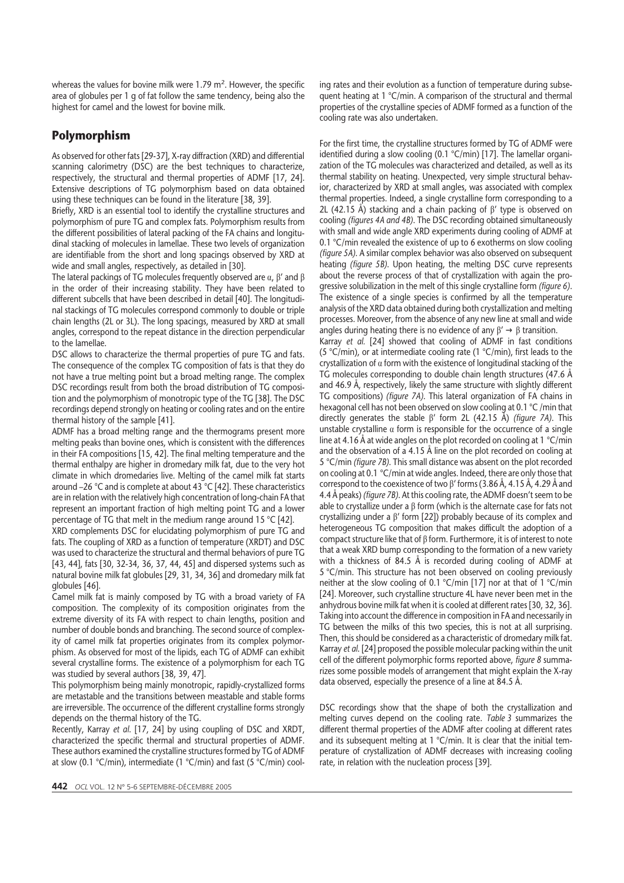whereas the values for bovine milk were 1.79 $m^2$. However, the specific area of globules per 1 g of fat follow the same tendency, being also the highest for camel and the lowest for bovine milk.

## Polymorphism

As observed for other fats [29-37], X-ray diffraction (XRD) and differential scanning calorimetry (DSC) are the best techniques to characterize, respectively, the structural and thermal properties of ADMF [17, 24]. Extensive descriptions of TG polymorphism based on data obtained using these techniques can be found in the literature [38, 39].

Briefly, XRD is an essential tool to identify the crystalline structures and polymorphism of pure TG and complex fats. Polymorphism results from the different possibilities of lateral packing of the FA chains and longitudinal stacking of molecules in lamellae. These two levels of organization are identifiable from the short and long spacings observed by XRD at wide and small angles, respectively, as detailed in [30].

The lateral packings of TG molecules frequently observed are α, β′ and β in the order of their increasing stability. They have been related to different subcells that have been described in detail [40]. The longitudinal stackings of TG molecules correspond commonly to double or triple chain lengths (2L or 3L). The long spacings, measured by XRD at small angles, correspond to the repeat distance in the direction perpendicular to the lamellae.

DSC allows to characterize the thermal properties of pure TG and fats. The consequence of the complex TG composition of fats is that they do not have a true melting point but a broad melting range. The complex DSC recordings result from both the broad distribution of TG composition and the polymorphism of monotropic type of the TG [38]. The DSC recordings depend strongly on heating or cooling rates and on the entire thermal history of the sample [41].

ADMF has a broad melting range and the thermograms present more melting peaks than bovine ones, which is consistent with the differences in their FA compositions [15, 42]. The final melting temperature and the thermal enthalpy are higher in dromedary milk fat, due to the very hot climate in which dromedaries live. Melting of the camel milk fat starts around –26 °C and is complete at about 43 °C [42]. These characteristics are in relation with the relatively high concentration of long-chain FA that represent an important fraction of high melting point TG and a lower percentage of TG that melt in the medium range around 15 °C [42].

XRD complements DSC for elucidating polymorphism of pure TG and fats. The coupling of XRD as a function of temperature (XRDT) and DSC was used to characterize the structural and thermal behaviors of pure TG [43, 44], fats [30, 32-34, 36, 37, 44, 45] and dispersed systems such as natural bovine milk fat globules [29, 31, 34, 36] and dromedary milk fat globules [46].

Camel milk fat is mainly composed by TG with a broad variety of FA composition. The complexity of its composition originates from the extreme diversity of its FA with respect to chain lengths, position and number of double bonds and branching. The second source of complexity of camel milk fat properties originates from its complex polymorphism. As observed for most of the lipids, each TG of ADMF can exhibit several crystalline forms. The existence of a polymorphism for each TG was studied by several authors [38, 39, 47].

This polymorphism being mainly monotropic, rapidly-crystallized forms are metastable and the transitions between meastable and stable forms are irreversible. The occurrence of the different crystalline forms strongly depends on the thermal history of the TG.

Recently, Karray *et al.* [17, 24] by using coupling of DSC and XRDT, characterized the specific thermal and structural properties of ADMF. These authors examined the crystalline structures formed by TG of ADMF at slow (0.1 °C/min), intermediate (1 °C/min) and fast (5 °C/min) cooling rates and their evolution as a function of temperature during subsequent heating at 1 °C/min. A comparison of the structural and thermal properties of the crystalline species of ADMF formed as a function of the cooling rate was also undertaken.

For the first time, the crystalline structures formed by TG of ADMF were identified during a slow cooling (0.1 °C/min) [17]. The lamellar organization of the TG molecules was characterized and detailed, as well as its thermal stability on heating. Unexpected, very simple structural behavior, characterized by XRD at small angles, was associated with complex thermal properties. Indeed, a single crystalline form corresponding to a 2L (42.15 Å) stacking and a chain packing of β′ type is observed on cooling *(figures 4A and 4B)*. The DSC recording obtained simultaneously with small and wide angle XRD experiments during cooling of ADMF at 0.1 °C/min revealed the existence of up to 6 exotherms on slow cooling *(figure 5A)*. A similar complex behavior was also observed on subsequent heating *(figure 5B)*. Upon heating, the melting DSC curve represents about the reverse process of that of crystallization with again the progressive solubilization in the melt of this single crystalline form *(figure 6)*. The existence of a single species is confirmed by all the temperature analysis of the XRD data obtained during both crystallization and melting processes. Moreover, from the absence of any new line at small and wide angles during heating there is no evidence of any β′ → β transition.

Karray *et al.* [24] showed that cooling of ADMF in fast conditions (5 °C/min), or at intermediate cooling rate (1 °C/min), first leads to the crystallization of α form with the existence of longitudinal stacking of the TG molecules corresponding to double chain length structures (47.6 Å and 46.9 Å, respectively, likely the same structure with slightly different TG compositions) *(figure 7A)*. This lateral organization of FA chains in hexagonal cell has not been observed on slow cooling at 0.1 °C /min that directly generates the stable β′ form 2L (42.15 Å) *(figure 7A)*. This unstable crystalline α form is responsible for the occurrence of a single line at 4.16 Å at wide angles on the plot recorded on cooling at 1 °C/min and the observation of a 4.15 Å line on the plot recorded on cooling at 5 °C/min *(figure 7B)*. This small distance was absent on the plot recorded on cooling at 0.1 °C/min at wide angles. Indeed, there are only those that correspond to the coexistence of two β′ forms (3.86 Å, 4.15 Å, 4.29 Å and 4.4 Å peaks) *(figure 7B)*. At this cooling rate, the ADMF doesn't seem to be able to crystallize under a β form (which is the alternate case for fats not crystallizing under a β′ form [22]) probably because of its complex and heterogeneous TG composition that makes difficult the adoption of a compact structure like that of β form. Furthermore, it is of interest to note that a weak XRD bump corresponding to the formation of a new variety with a thickness of 84.5 Å is recorded during cooling of ADMF at 5 °C/min. This structure has not been observed on cooling previously neither at the slow cooling of 0.1 °C/min [17] nor at that of 1 °C/min [24]. Moreover, such crystalline structure 4L have never been met in the anhydrous bovine milk fat when it is cooled at different rates [30, 32, 36]. Taking into account the difference in composition in FA and necessarily in TG between the milks of this two species, this is not at all surprising. Then, this should be considered as a characteristic of dromedary milk fat. Karray *et al.* [24] proposed the possible molecular packing within the unit cell of the different polymorphic forms reported above, *figure 8* summarizes some possible models of arrangement that might explain the X-ray data observed, especially the presence of a line at 84.5 Å.

DSC recordings show that the shape of both the crystallization and melting curves depend on the cooling rate. *Table 3* summarizes the different thermal properties of the ADMF after cooling at different rates and its subsequent melting at 1 °C/min. It is clear that the initial temperature of crystallization of ADMF decreases with increasing cooling rate, in relation with the nucleation process [39].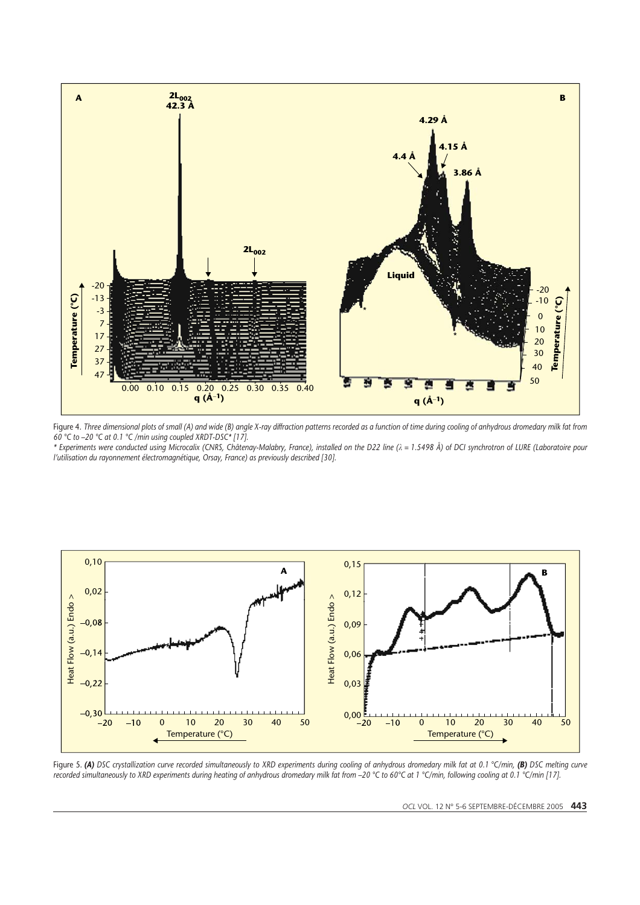Figure 4. *Three dimensional plots of small (A) and wide (B) angle X-ray diffraction patterns recorded as a function of time during cooling of anhydrous dromedary milk fat from 60 °C to –20 °C at 0.1 °C /min using coupled XRDT-DSC* [17].*

*\* Experiments were conducted using Microcalix (CNRS, Châtenay-Malabry, France), installed on the D22 line (λ = 1.5498 Å) of DCI synchrotron of LURE (Laboratoire pour l'utilisation du rayonnement électromagnétique, Orsay, France) as previously described [30].*

Figure 5. ***(A)** DSC crystallization curve recorded simultaneously to XRD experiments during cooling of anhydrous dromedary milk fat at 0.1 °C/min, **(B)** DSC melting curve recorded simultaneously to XRD experiments during heating of anhydrous dromedary milk fat from –20 °C to 60°C at 1 °C/min, following cooling at 0.1 °C/min [17].*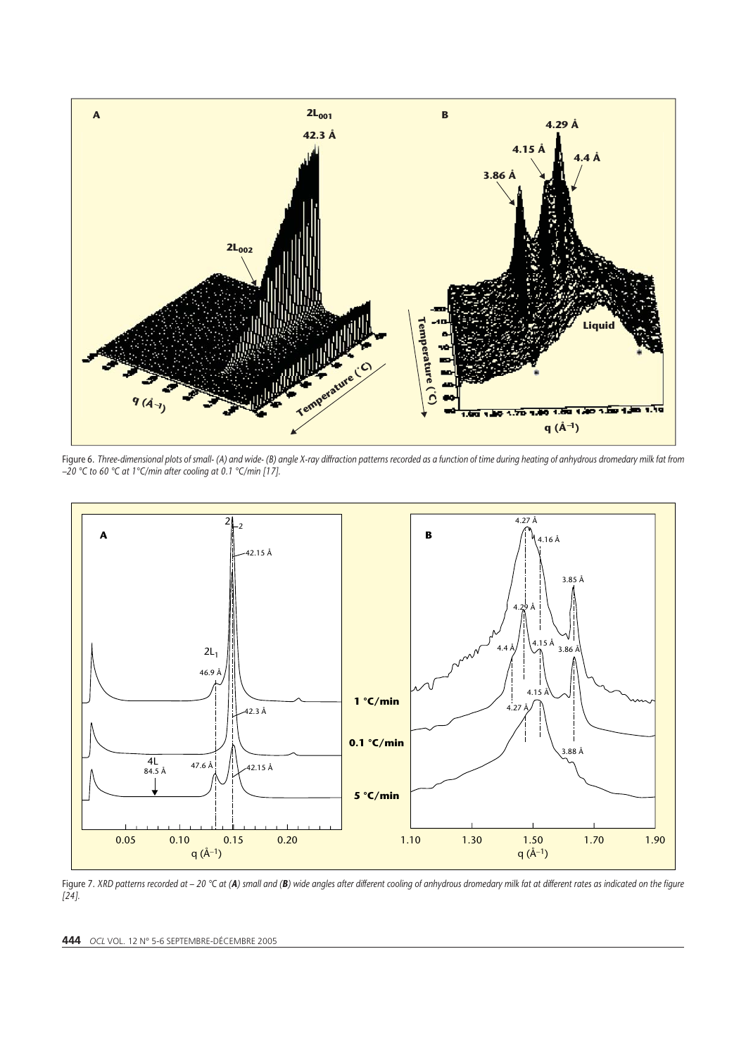Figure 6. *Three-dimensional plots of small- (A) and wide- (B) angle X-ray diffraction patterns recorded as a function of time during heating of anhydrous dromedary milk fat from –20 °C to 60 °C at 1°C/min after cooling at 0.1 °C/min [17].*

Figure 7. *XRD patterns recorded at – 20 °C at (**A**) small and (**B**) wide angles after different cooling of anhydrous dromedary milk fat at different rates as indicated on the figure [24].*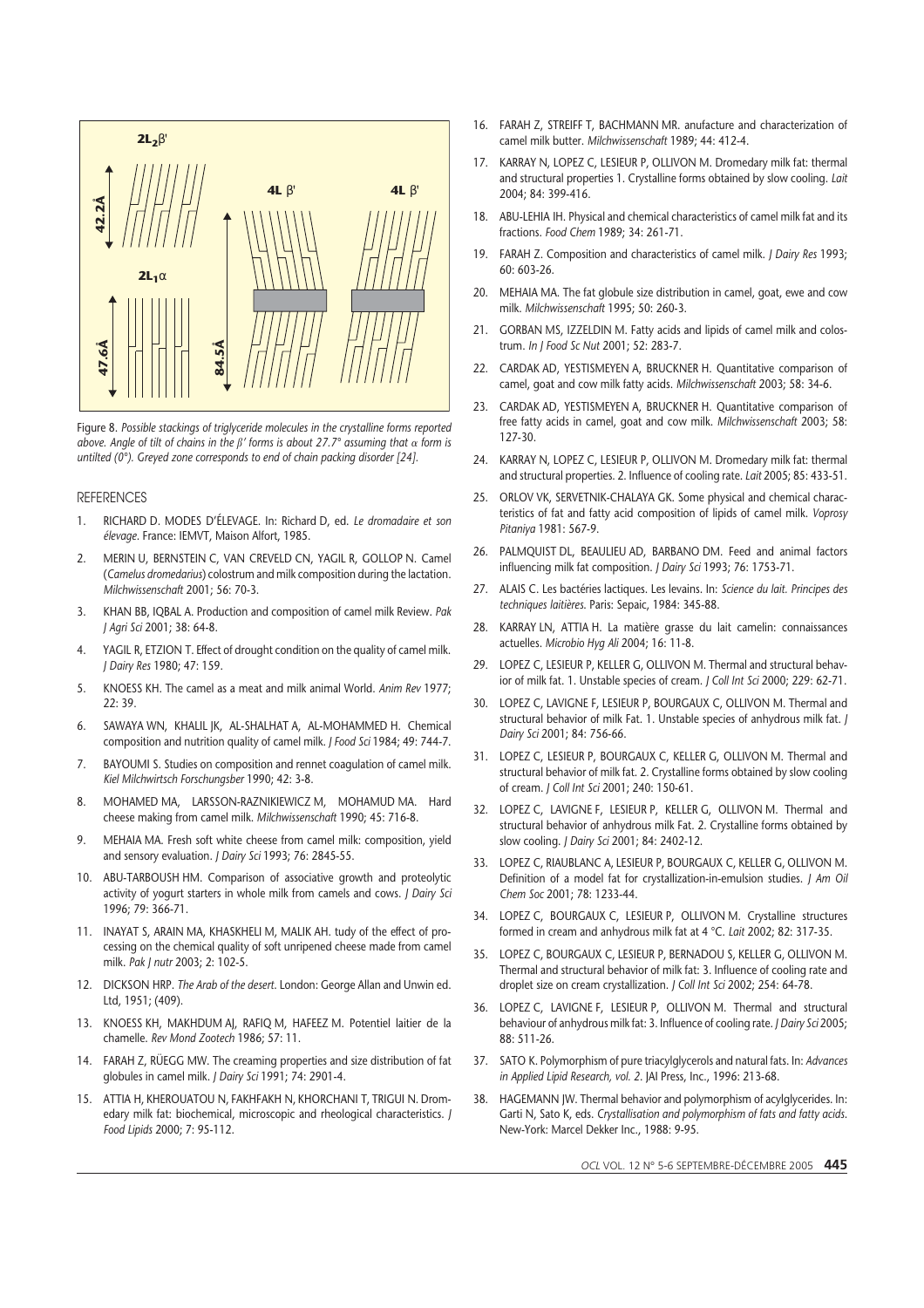Figure 8. *Possible stackings of triglyceride molecules in the crystalline forms reported above. Angle of tilt of chains in the β' forms is about 27.7° assuming that α form is untilted (0°). Greyed zone corresponds to end of chain packing disorder [24].*

## REFERENCES

1. RICHARD D. MODES D'ÉLEVAGE. In: Richard D, ed. *Le dromadaire et son élevage*. France: IEMVT, Maison Alfort, 1985.
2. MERIN U, BERNSTEIN C, VAN CREVELD CN, YAGIL R, GOLLOP N. Camel (*Camelus dromedarius*) colostrum and milk composition during the lactation. *Milchwissenschaft* 2001; 56: 70-3.
3. KHAN BB, IQBAL A. Production and composition of camel milk Review. *Pak J Agri Sci* 2001; 38: 64-8.
4. YAGIL R, ETZION T. Effect of drought condition on the quality of camel milk. *J Dairy Res* 1980; 47: 159.
5. KNOESS KH. The camel as a meat and milk animal World. *Anim Rev* 1977; 22: 39.
6. SAWAYA WN, KHALIL JK, AL-SHALHAT A, AL-MOHAMMED H. Chemical composition and nutrition quality of camel milk. *J Food Sci* 1984; 49: 744-7.
7. BAYOUMI S. Studies on composition and rennet coagulation of camel milk. *Kiel Milchwirtsch Forschungsber* 1990; 42: 3-8.
8. MOHAMED MA, LARSSON-RAZNIKIEWICZ M, MOHAMUD MA. Hard cheese making from camel milk. *Milchwissenschaft* 1990; 45: 716-8.
9. MEHAIA MA. Fresh soft white cheese from camel milk: composition, yield and sensory evaluation. *J Dairy Sci* 1993; 76: 2845-55.
10. ABU-TARBOUSH HM. Comparison of associative growth and proteolytic activity of yogurt starters in whole milk from camels and cows. *J Dairy Sci* 1996; 79: 366-71.
11. INAYAT S, ARAIN MA, KHASKHELI M, MALIK AH. tudy of the effect of processing on the chemical quality of soft unripened cheese made from camel milk. *Pak J nutr* 2003; 2: 102-5.
12. DICKSON HRP. *The Arab of the desert*. London: George Allan and Unwin ed. Ltd, 1951; (409).
13. KNOESS KH, MAKHDUM AJ, RAFIQ M, HAFEEZ M. Potentiel laitier de la chamelle. *Rev Mond Zootech* 1986; 57: 11.
14. FARAH Z, RÜEGG MW. The creaming properties and size distribution of fat globules in camel milk. *J Dairy Sci* 1991; 74: 2901-4.
15. ATTIA H, KHEROUATOU N, FAKHFAKH N, KHORCHANI T, TRIGUI N. Dromedary milk fat: biochemical, microscopic and rheological characteristics. *J Food Lipids* 2000; 7: 95-112.
16. FARAH Z, STREIFF T, BACHMANN MR. anufacture and characterization of camel milk butter. *Milchwissenschaft* 1989; 44: 412-4.
17. KARRAY N, LOPEZ C, LESIEUR P, OLLIVON M. Dromedary milk fat: thermal and structural properties 1. Crystalline forms obtained by slow cooling. *Lait* 2004; 84: 399-416.
18. ABU-LEHIA IH. Physical and chemical characteristics of camel milk fat and its fractions. *Food Chem* 1989; 34: 261-71.
19. FARAH Z. Composition and characteristics of camel milk. *J Dairy Res* 1993; 60: 603-26.
20. MEHAIA MA. The fat globule size distribution in camel, goat, ewe and cow milk. *Milchwissenschaft* 1995; 50: 260-3.
21. GORBAN MS, IZZELDIN M. Fatty acids and lipids of camel milk and colostrum. *In J Food Sc Nut* 2001; 52: 283-7.
22. CARDAK AD, YESTISMEYEN A, BRUCKNER H. Quantitative comparison of camel, goat and cow milk fatty acids. *Milchwissenschaft* 2003; 58: 34-6.
23. CARDAK AD, YESTISMEYEN A, BRUCKNER H. Quantitative comparison of free fatty acids in camel, goat and cow milk. *Milchwissenschaft* 2003; 58: 127-30.
24. KARRAY N, LOPEZ C, LESIEUR P, OLLIVON M. Dromedary milk fat: thermal and structural properties. 2. Influence of cooling rate. *Lait* 2005; 85: 433-51.
25. ORLOV VK, SERVETNIK-CHALAYA GK. Some physical and chemical characteristics of fat and fatty acid composition of lipids of camel milk. *Voprosy Pitaniya* 1981: 567-9.
26. PALMQUIST DL, BEAULIEU AD, BARBANO DM. Feed and animal factors influencing milk fat composition. *J Dairy Sci* 1993; 76: 1753-71.
27. ALAIS C. Les bactéries lactiques. Les levains. In: *Science du lait. Principes des techniques laitières*. Paris: Sepaic, 1984: 345-88.
28. KARRAY LN, ATTIA H. La matière grasse du lait camelin: connaissances actuelles. *Microbio Hyg Ali* 2004; 16: 11-8.
29. LOPEZ C, LESIEUR P, KELLER G, OLLIVON M. Thermal and structural behavior of milk fat. 1. Unstable species of cream. *J Coll Int Sci* 2000; 229: 62-71.
30. LOPEZ C, LAVIGNE F, LESIEUR P, BOURGAUX C, OLLIVON M. Thermal and structural behavior of milk Fat. 1. Unstable species of anhydrous milk fat. *J Dairy Sci* 2001; 84: 756-66.
31. LOPEZ C, LESIEUR P, BOURGAUX C, KELLER G, OLLIVON M. Thermal and structural behavior of milk fat. 2. Crystalline forms obtained by slow cooling of cream. *J Coll Int Sci* 2001; 240: 150-61.
32. LOPEZ C, LAVIGNE F, LESIEUR P, KELLER G, OLLIVON M. Thermal and structural behavior of anhydrous milk Fat. 2. Crystalline forms obtained by slow cooling. *J Dairy Sci* 2001; 84: 2402-12.
33. LOPEZ C, RIAUBLANC A, LESIEUR P, BOURGAUX C, KELLER G, OLLIVON M. Definition of a model fat for crystallization-in-emulsion studies. *J Am Oil Chem Soc* 2001; 78: 1233-44.
34. LOPEZ C, BOURGAUX C, LESIEUR P, OLLIVON M. Crystalline structures formed in cream and anhydrous milk fat at 4 °C. *Lait* 2002; 82: 317-35.
35. LOPEZ C, BOURGAUX C, LESIEUR P, BERNADOU S, KELLER G, OLLIVON M. Thermal and structural behavior of milk fat: 3. Influence of cooling rate and droplet size on cream crystallization. *J Coll Int Sci* 2002; 254: 64-78.
36. LOPEZ C, LAVIGNE F, LESIEUR P, OLLIVON M. Thermal and structural behaviour of anhydrous milk fat: 3. Influence of cooling rate. *J Dairy Sci* 2005; 88: 511-26.
37. SATO K. Polymorphism of pure triacylglycerols and natural fats. In: *Advances in Applied Lipid Research, vol. 2*. JAI Press, Inc., 1996: 213-68.
38. HAGEMANN JW. Thermal behavior and polymorphism of acylglycerides. In: Garti N, Sato K, eds. *Crystallisation and polymorphism of fats and fatty acids*. New-York: Marcel Dekker Inc., 1988: 9-95.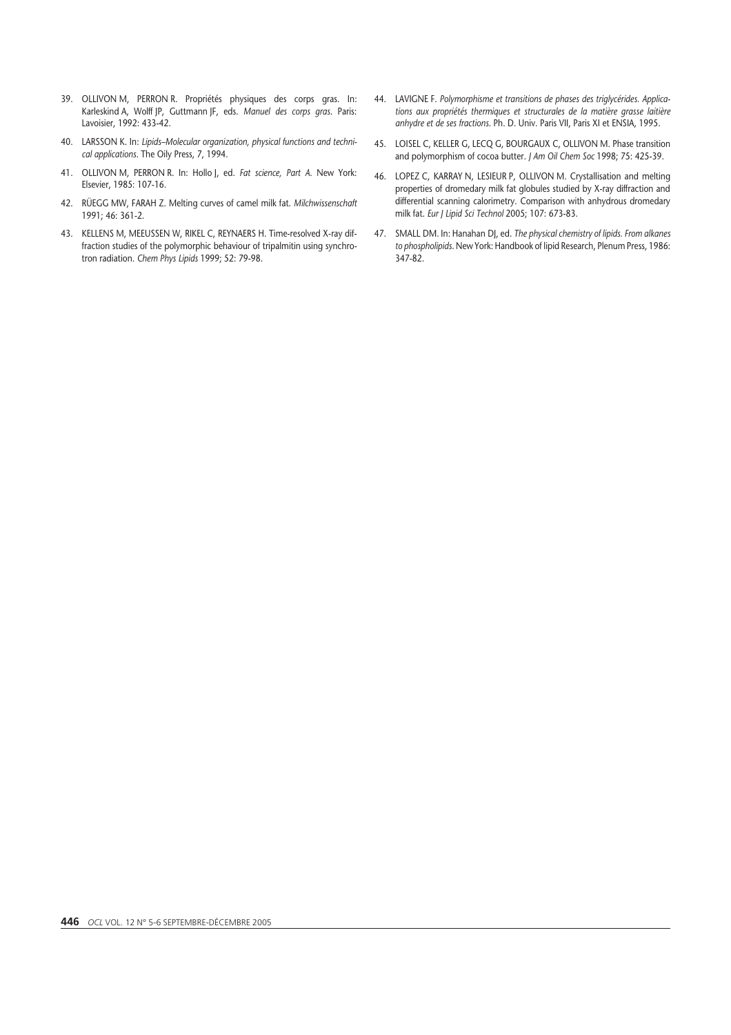39. OLLIVON M, PERRON R. Propriétés physiques des corps gras. In: Karleskind A, Wolff JP, Guttmann JF, eds. *Manuel des corps gras.* Paris: Lavoisier, 1992: 433-42.

40. LARSSON K. In: *Lipids–Molecular organization, physical functions and technical applications*. The Oily Press, 7, 1994.

41. OLLIVON M, PERRON R. In: Hollo J, ed. *Fat science, Part A.* New York: Elsevier, 1985: 107-16.

42. RÜEGG MW, FARAH Z. Melting curves of camel milk fat. *Milchwissenschaft* 1991; 46: 361-2.

43. KELLENS M, MEEUSSEN W, RIKEL C, REYNAERS H. Time-resolved X-ray diffraction studies of the polymorphic behaviour of tripalmitin using synchrotron radiation. *Chem Phys Lipids* 1999; 52: 79-98.

44. LAVIGNE F. *Polymorphisme et transitions de phases des triglycérides. Applications aux propriétés thermiques et structurales de la matière grasse laitière anhydre et de ses fractions*. Ph. D. Univ. Paris VII, Paris XI et ENSIA, 1995.

45. LOISEL C, KELLER G, LECQ G, BOURGAUX C, OLLIVON M. Phase transition and polymorphism of cocoa butter. *J Am Oil Chem Soc* 1998; 75: 425-39.

46. LOPEZ C, KARRAY N, LESIEUR P, OLLIVON M. Crystallisation and melting properties of dromedary milk fat globules studied by X-ray diffraction and differential scanning calorimetry. Comparison with anhydrous dromedary milk fat. *Eur J Lipid Sci Technol* 2005; 107: 673-83.

47. SMALL DM. In: Hanahan DJ, ed. *The physical chemistry of lipids. From alkanes to phospholipids*. New York: Handbook of lipid Research, Plenum Press, 1986: 347-82.